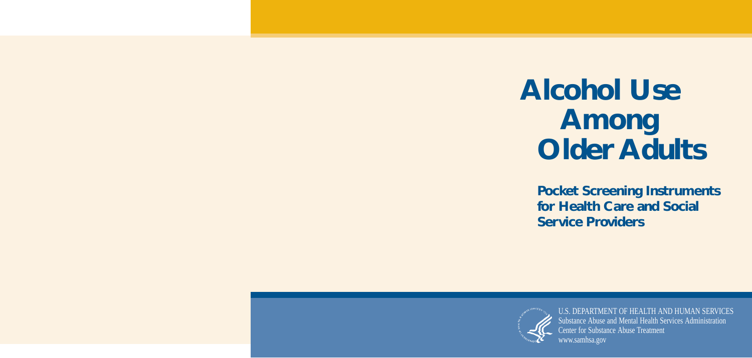# Alcohol Use Among Older Adults

## Pocket Screening Instruments for Health Care and Social Service Providers

U.S. DEPARTMENT OF HEALTH AND HUMAN SERVICES
Substance Abuse and Mental Health Services Administration
Center for Substance Abuse Treatment
www.samhsa.gov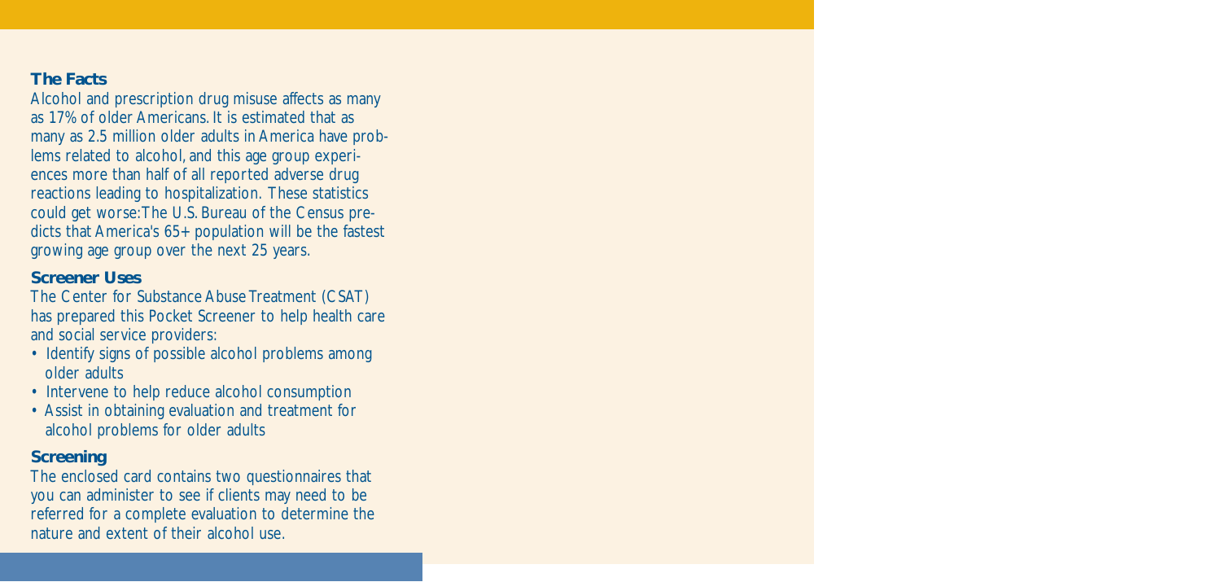## The Facts

Alcohol and prescription drug misuse affects as many as 17% of older Americans. It is estimated that as many as 2.5 million older adults in America have problems related to alcohol, and this age group experiences more than half of all reported adverse drug reactions leading to hospitalization. These statistics could get worse: The U.S. Bureau of the Census predicts that America's 65+ population will be the fastest growing age group over the next 25 years.

## Screener Uses

The Center for Substance Abuse Treatment (CSAT) has prepared this Pocket Screener to help health care and social service providers:

- Identify signs of possible alcohol problems among older adults
- Intervene to help reduce alcohol consumption
- Assist in obtaining evaluation and treatment for alcohol problems for older adults

## Screening

The enclosed card contains two questionnaires that you can administer to see if clients may need to be referred for a complete evaluation to determine the nature and extent of their alcohol use.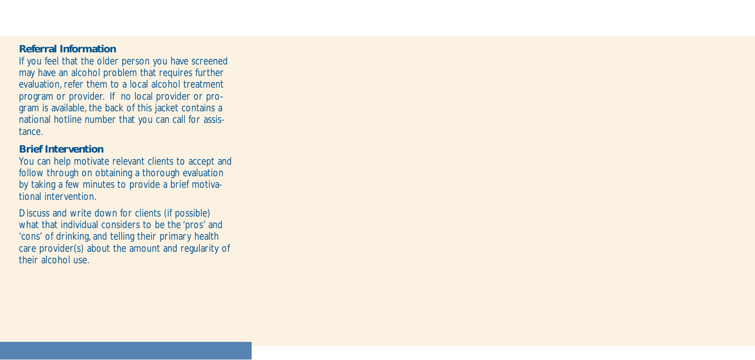## Referral Information

If you feel that the older person you have screened may have an alcohol problem that requires further evaluation, refer them to a local alcohol treatment program or provider. If no local provider or program is available, the back of this jacket contains a national hotline number that you can call for assistance.

## Brief Intervention

You can help motivate relevant clients to accept and follow through on obtaining a thorough evaluation by taking a few minutes to provide a brief motivational intervention.

Discuss and write down for clients (if possible) what that individual considers to be the 'pros' and 'cons' of drinking, and telling their primary health care provider(s) about the amount and regularity of their alcohol use.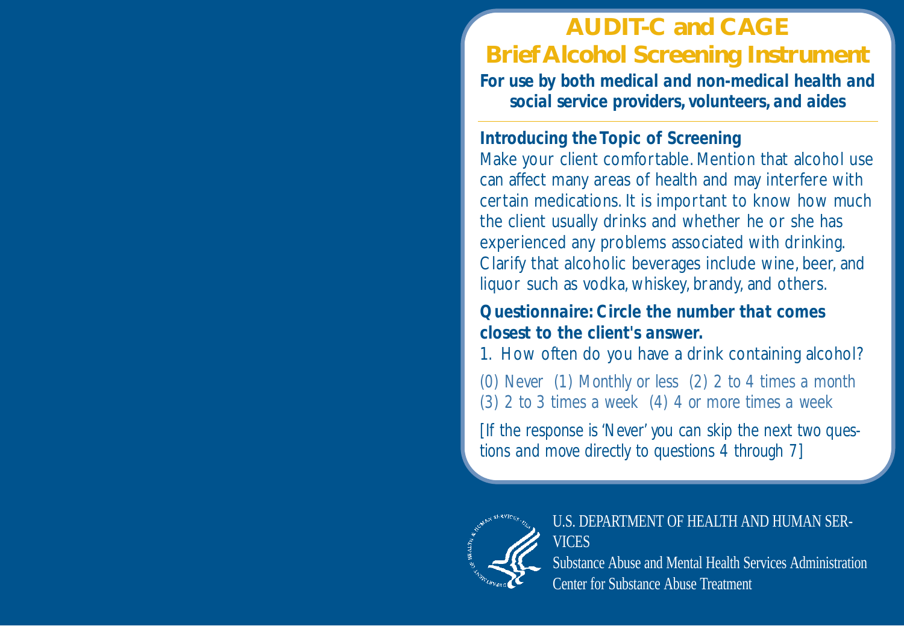# AUDIT-C and CAGE Brief Alcohol Screening Instrument

**For use by both medical and non-medical health and social service providers, volunteers, and aides**

## Introducing the Topic of Screening

Make your client comfortable. Mention that alcohol use can affect many areas of health and may interfere with certain medications. It is important to know how much the client usually drinks and whether he or she has experienced any problems associated with drinking. Clarify that alcoholic beverages include wine, beer, and liquor such as vodka, whiskey, brandy, and others.

## Questionnaire: Circle the number that comes closest to the client's answer.

1. How often do you have a drink containing alcohol?

(0) Never (1) Monthly or less (2) 2 to 4 times a month (3) 2 to 3 times a week (4) 4 or more times a week

[If the response is 'Never' you can skip the next two questions and move directly to questions 4 through 7]

U.S. DEPARTMENT OF HEALTH AND HUMAN SERVICES
Substance Abuse and Mental Health Services Administration
Center for Substance Abuse Treatment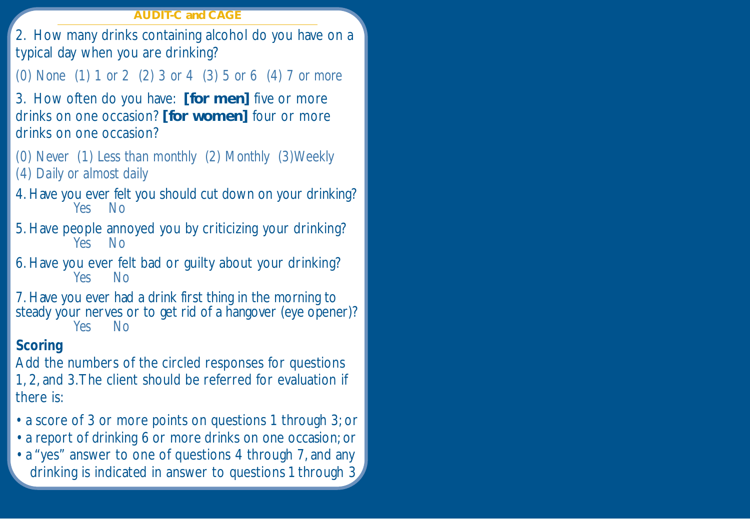## AUDIT-C and CAGE

2. How many drinks containing alcohol do you have on a typical day when you are drinking?

(0) None (1) 1 or 2 (2) 3 or 4 (3) 5 or 6 (4) 7 or more

3. How often do you have: **[for men]** five or more drinks on one occasion? **[for women]** four or more drinks on one occasion?

(0) Never (1) Less than monthly (2) Monthly (3)Weekly (4) Daily or almost daily

4. Have you ever felt you should cut down on your drinking?
   Yes No

5. Have people annoyed you by criticizing your drinking?
   Yes No

6. Have you ever felt bad or guilty about your drinking?
   Yes No

7. Have you ever had a drink first thing in the morning to steady your nerves or to get rid of a hangover (eye opener)?
   Yes No

**Scoring**

Add the numbers of the circled responses for questions 1, 2, and 3. The client should be referred for evaluation if there is:

- a score of 3 or more points on questions 1 through 3; or
- a report of drinking 6 or more drinks on one occasion; or
- a "yes" answer to one of questions 4 through 7, and any drinking is indicated in answer to questions 1 through 3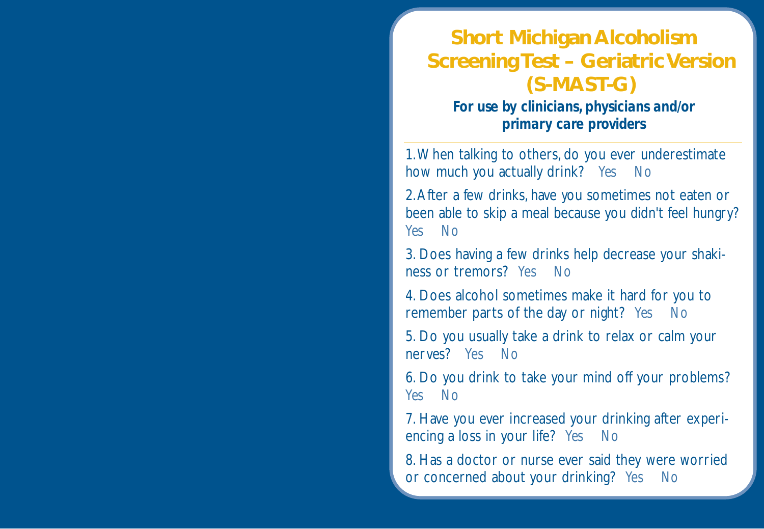# Short Michigan Alcoholism Screening Test – Geriatric Version (S-MAST-G)

**For use by clinicians, physicians and/or primary care providers**

---

1. When talking to others, do you ever underestimate how much you actually drink? Yes No
2. After a few drinks, have you sometimes not eaten or been able to skip a meal because you didn't feel hungry? Yes No
3. Does having a few drinks help decrease your shakiness or tremors? Yes No
4. Does alcohol sometimes make it hard for you to remember parts of the day or night? Yes No
5. Do you usually take a drink to relax or calm your nerves? Yes No
6. Do you drink to take your mind off your problems? Yes No
7. Have you ever increased your drinking after experiencing a loss in your life? Yes No
8. Has a doctor or nurse ever said they were worried or concerned about your drinking? Yes No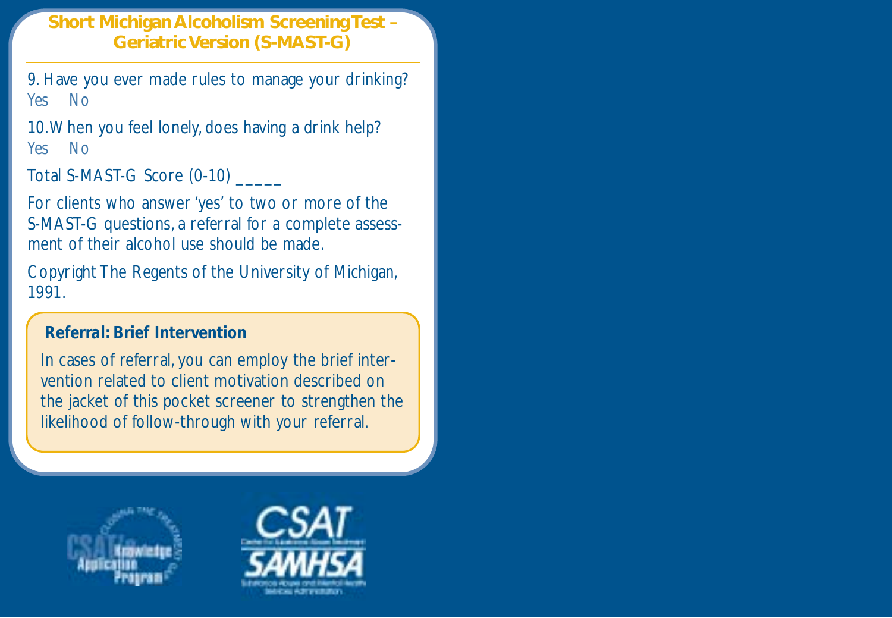## Short Michigan Alcoholism Screening Test – Geriatric Version (S-MAST-G)

9. Have you ever made rules to manage your drinking?
Yes No

10. When you feel lonely, does having a drink help?
Yes No

Total S-MAST-G Score (0-10) _____

For clients who answer 'yes' to two or more of the S-MAST-G questions, a referral for a complete assessment of their alcohol use should be made.

Copyright The Regents of the University of Michigan, 1991.

**Referral: Brief Intervention**

In cases of referral, you can employ the brief intervention related to client motivation described on the jacket of this pocket screener to strengthen the likelihood of follow-through with your referral.

CSAT Knowledge Application Program

CSAT SAMHSA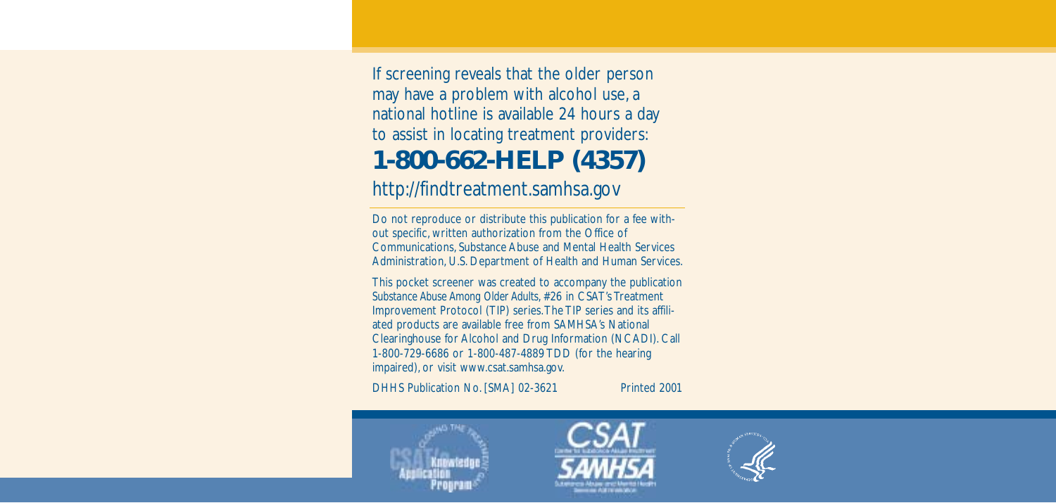If screening reveals that the older person may have a problem with alcohol use, a national hotline is available 24 hours a day to assist in locating treatment providers:

**1-800-662-HELP (4357)**

http://findtreatment.samhsa.gov

Do not reproduce or distribute this publication for a fee without specific, written authorization from the Office of Communications, Substance Abuse and Mental Health Services Administration, U.S. Department of Health and Human Services.

This pocket screener was created to accompany the publication *Substance Abuse Among Older Adults*, #26 in CSAT's Treatment Improvement Protocol (TIP) series. The TIP series and its affiliated products are available free from SAMHSA's National Clearinghouse for Alcohol and Drug Information (NCADI). Call 1-800-729-6686 or 1-800-487-4889 TDD (for the hearing impaired), or visit www.csat.samhsa.gov.

DHHS Publication No. [SMA] 02-3621 Printed 2001